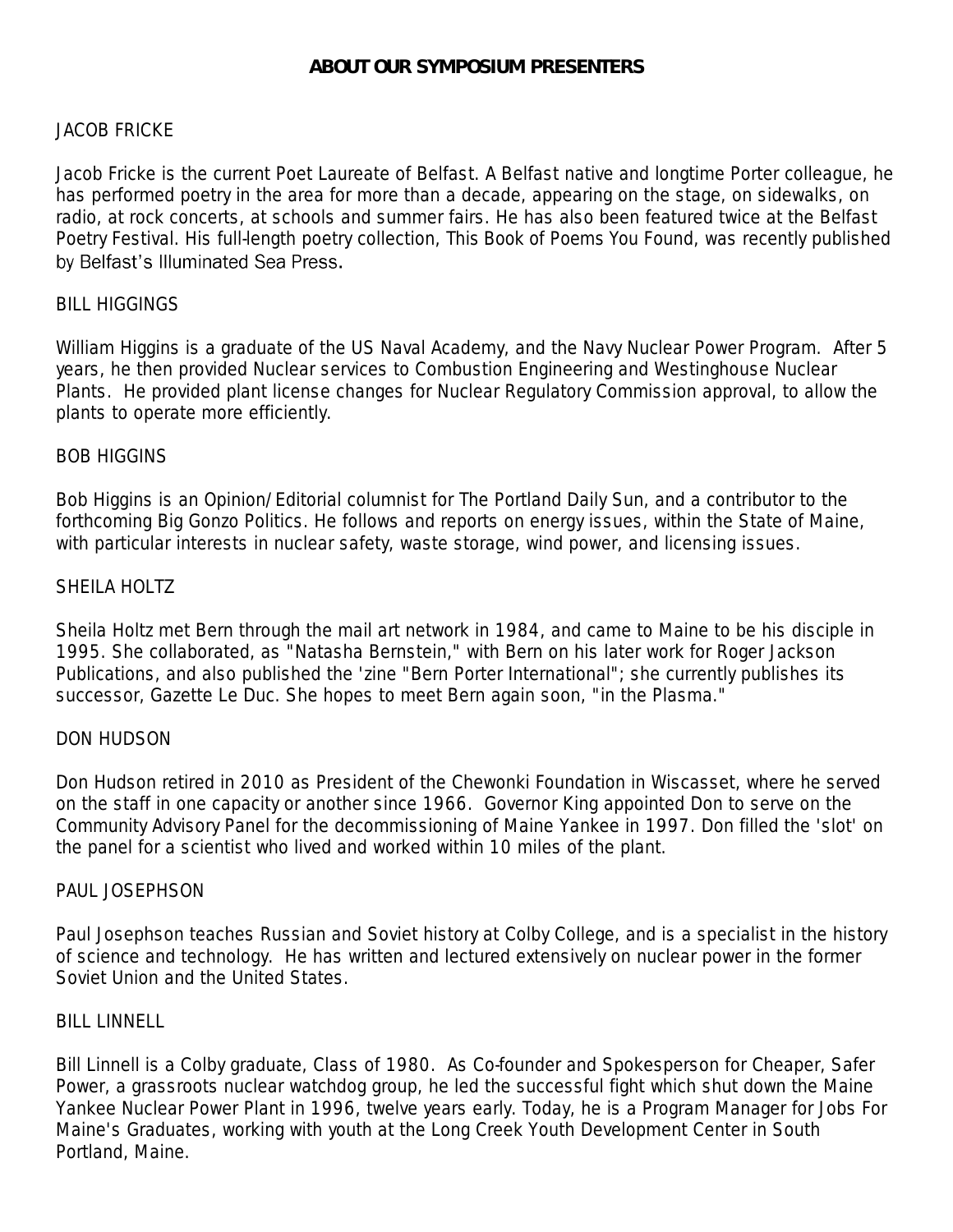# ABOUT OUR SYMPOSIUM PRESENTERS

## JACOB FRICKE

Jacob Fricke is the current Poet Laureate of Belfast. A Belfast native and longtime Porter colleague, he has performed poetry in the area for more than a decade, appearing on the stage, on sidewalks, on radio, at rock concerts, at schools and summer fairs. He has also been featured twice at the Belfast Poetry Festival. His full-length poetry collection, This Book of Poems You Found, was recently published by Belfast's Illuminated Sea Press.

## BILL HIGGINGS

William Higgins is a graduate of the US Naval Academy, and the Navy Nuclear Power Program. After 5 years, he then provided Nuclear services to Combustion Engineering and Westinghouse Nuclear Plants. He provided plant license changes for Nuclear Regulatory Commission approval, to allow the plants to operate more efficiently.

## BOB HIGGINS

Bob Higgins is an Opinion/Editorial columnist for The Portland Daily Sun, and a contributor to the forthcoming Big Gonzo Politics. He follows and reports on energy issues, within the State of Maine, with particular interests in nuclear safety, waste storage, wind power, and licensing issues.

## SHEILA HOLTZ

Sheila Holtz met Bern through the mail art network in 1984, and came to Maine to be his disciple in 1995. She collaborated, as "Natasha Bernstein," with Bern on his later work for Roger Jackson Publications, and also published the 'zine "Bern Porter International"; she currently publishes its successor, Gazette Le Duc. She hopes to meet Bern again soon, "in the Plasma."

## DON HUDSON

Don Hudson retired in 2010 as President of the Chewonki Foundation in Wiscasset, where he served on the staff in one capacity or another since 1966. Governor King appointed Don to serve on the Community Advisory Panel for the decommissioning of Maine Yankee in 1997. Don filled the 'slot' on the panel for a scientist who lived and worked within 10 miles of the plant.

## PAUL JOSEPHSON

Paul Josephson teaches Russian and Soviet history at Colby College, and is a specialist in the history of science and technology. He has written and lectured extensively on nuclear power in the former Soviet Union and the United States.

## BILL LINNELL

Bill Linnell is a Colby graduate, Class of 1980. As Co-founder and Spokesperson for Cheaper, Safer Power, a grassroots nuclear watchdog group, he led the successful fight which shut down the Maine Yankee Nuclear Power Plant in 1996, twelve years early. Today, he is a Program Manager for Jobs For Maine's Graduates, working with youth at the Long Creek Youth Development Center in South Portland, Maine.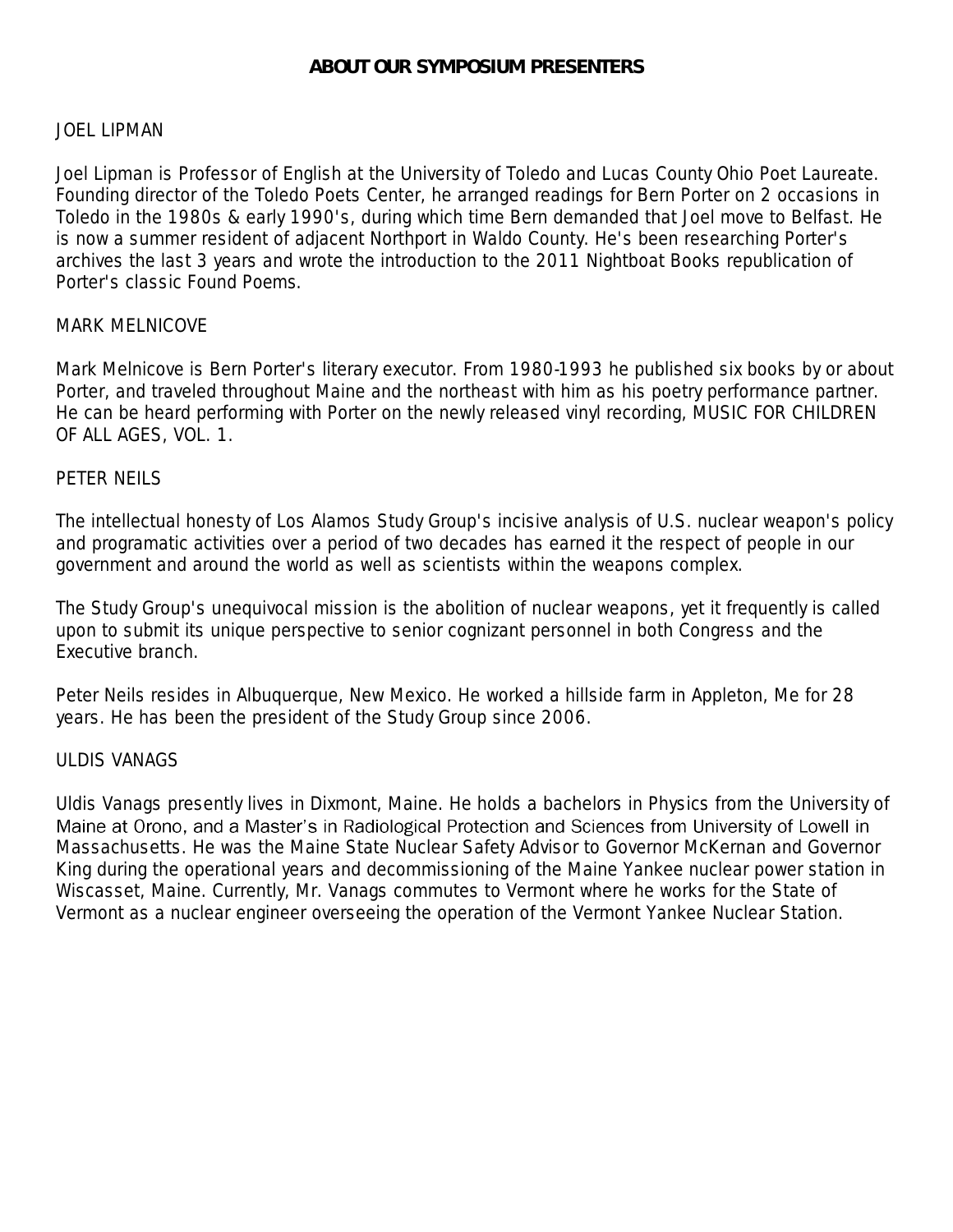## ABOUT OUR SYMPOSIUM PRESENTERS

### JOEL LIPMAN

Joel Lipman is Professor of English at the University of Toledo and Lucas County Ohio Poet Laureate. Founding director of the Toledo Poets Center, he arranged readings for Bern Porter on 2 occasions in Toledo in the 1980s & early 1990's, during which time Bern demanded that Joel move to Belfast. He is now a summer resident of adjacent Northport in Waldo County. He's been researching Porter's archives the last 3 years and wrote the introduction to the 2011 Nightboat Books republication of Porter's classic Found Poems.

### MARK MELNICOVE

Mark Melnicove is Bern Porter's literary executor. From 1980-1993 he published six books by or about Porter, and traveled throughout Maine and the northeast with him as his poetry performance partner. He can be heard performing with Porter on the newly released vinyl recording, MUSIC FOR CHILDREN OF ALL AGES, VOL. 1.

### PETER NEILS

The intellectual honesty of Los Alamos Study Group's incisive analysis of U.S. nuclear weapon's policy and programatic activities over a period of two decades has earned it the respect of people in our government and around the world as well as scientists within the weapons complex.

The Study Group's unequivocal mission is the abolition of nuclear weapons, yet it frequently is called upon to submit its unique perspective to senior cognizant personnel in both Congress and the Executive branch.

Peter Neils resides in Albuquerque, New Mexico. He worked a hillside farm in Appleton, Me for 28 years. He has been the president of the Study Group since 2006.

### ULDIS VANAGS

Uldis Vanags presently lives in Dixmont, Maine. He holds a bachelors in Physics from the University of Maine at Orono, and a Master's in Radiological Protection and Sciences from University of Lowell in Massachusetts. He was the Maine State Nuclear Safety Advisor to Governor McKernan and Governor King during the operational years and decommissioning of the Maine Yankee nuclear power station in Wiscasset, Maine. Currently, Mr. Vanags commutes to Vermont where he works for the State of Vermont as a nuclear engineer overseeing the operation of the Vermont Yankee Nuclear Station.